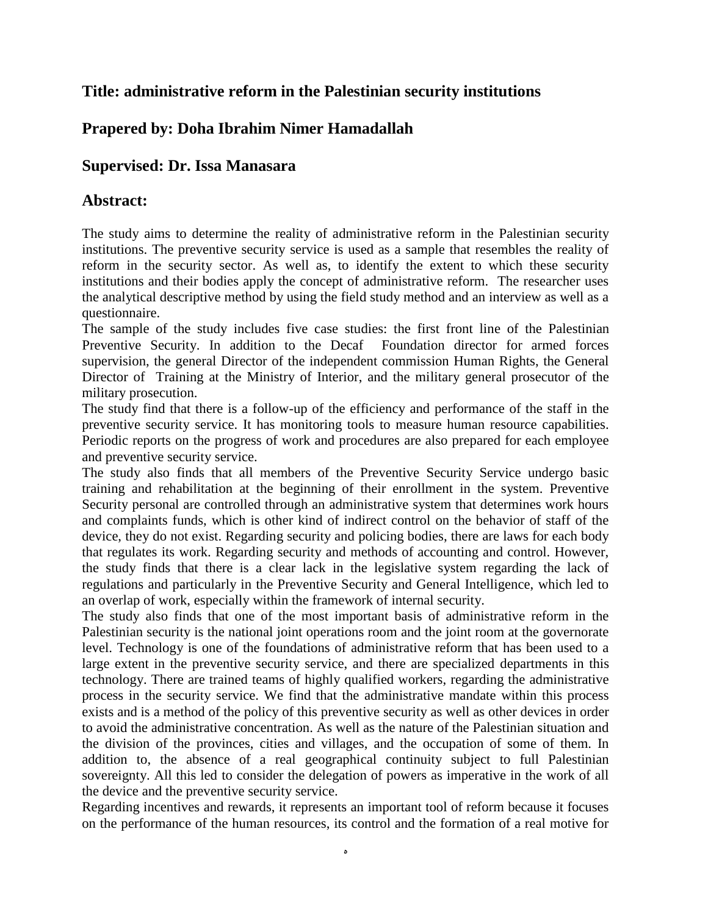## Title: administrative reform in the Palestinian security institutions

## Prapered by: Doha Ibrahim Nimer Hamadallah

## Supervised: Dr. Issa Manasara

## Abstract:

The study aims to determine the reality of administrative reform in the Palestinian security institutions. The preventive security service is used as a sample that resembles the reality of reform in the security sector. As well as, to identify the extent to which these security institutions and their bodies apply the concept of administrative reform. The researcher uses the analytical descriptive method by using the field study method and an interview as well as a questionnaire.

The sample of the study includes five case studies: the first front line of the Palestinian Preventive Security. In addition to the Decaf Foundation director for armed forces supervision, the general Director of the independent commission Human Rights, the General Director of Training at the Ministry of Interior, and the military general prosecutor of the military prosecution.

The study find that there is a follow-up of the efficiency and performance of the staff in the preventive security service. It has monitoring tools to measure human resource capabilities. Periodic reports on the progress of work and procedures are also prepared for each employee and preventive security service.

The study also finds that all members of the Preventive Security Service undergo basic training and rehabilitation at the beginning of their enrollment in the system. Preventive Security personal are controlled through an administrative system that determines work hours and complaints funds, which is other kind of indirect control on the behavior of staff of the device, they do not exist. Regarding security and policing bodies, there are laws for each body that regulates its work. Regarding security and methods of accounting and control. However, the study finds that there is a clear lack in the legislative system regarding the lack of regulations and particularly in the Preventive Security and General Intelligence, which led to an overlap of work, especially within the framework of internal security.

The study also finds that one of the most important basis of administrative reform in the Palestinian security is the national joint operations room and the joint room at the governorate level. Technology is one of the foundations of administrative reform that has been used to a large extent in the preventive security service, and there are specialized departments in this technology. There are trained teams of highly qualified workers, regarding the administrative process in the security service. We find that the administrative mandate within this process exists and is a method of the policy of this preventive security as well as other devices in order to avoid the administrative concentration. As well as the nature of the Palestinian situation and the division of the provinces, cities and villages, and the occupation of some of them. In addition to, the absence of a real geographical continuity subject to full Palestinian sovereignty. All this led to consider the delegation of powers as imperative in the work of all the device and the preventive security service.

Regarding incentives and rewards, it represents an important tool of reform because it focuses on the performance of the human resources, its control and the formation of a real motive for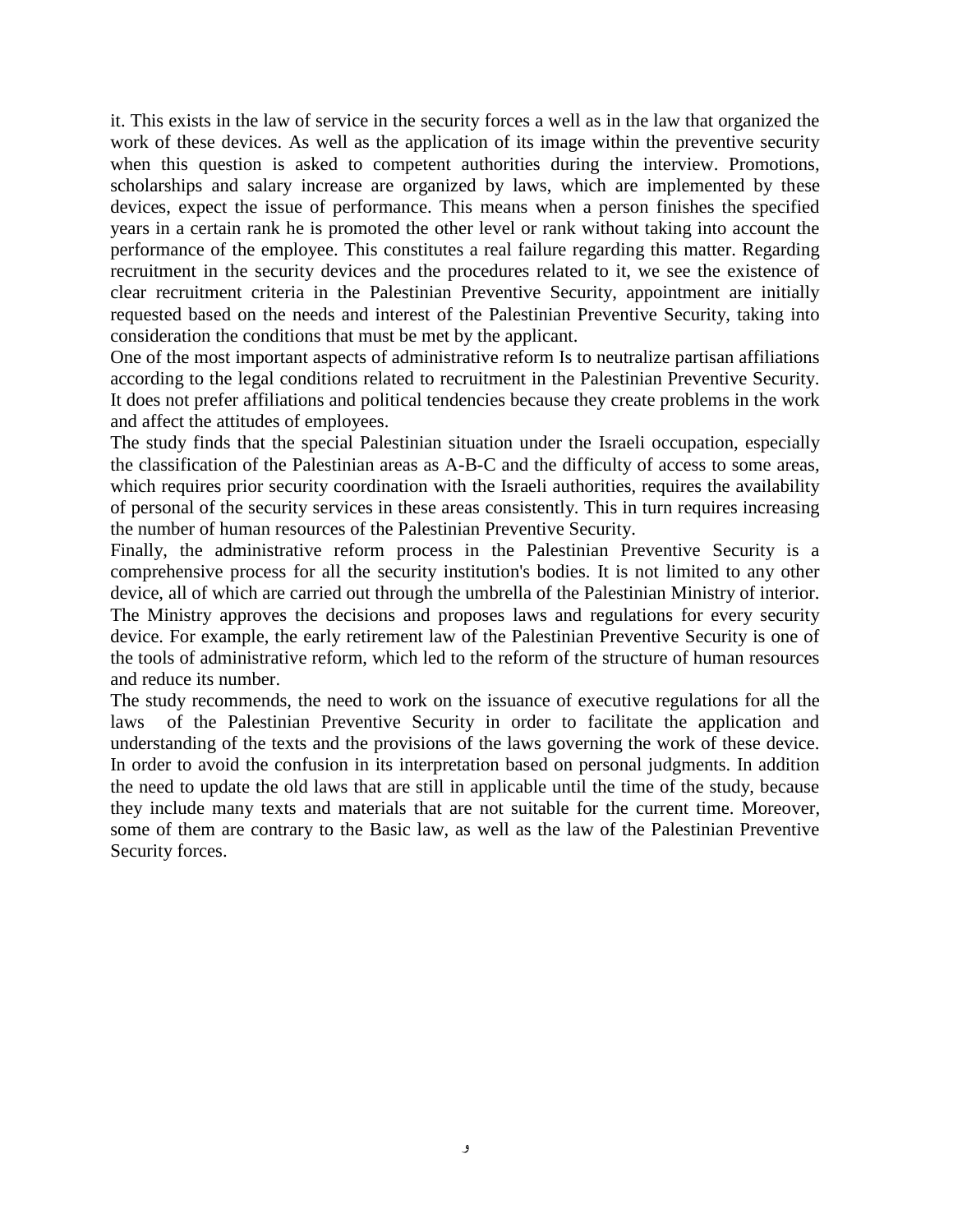it. This exists in the law of service in the security forces a well as in the law that organized the work of these devices. As well as the application of its image within the preventive security when this question is asked to competent authorities during the interview. Promotions, scholarships and salary increase are organized by laws, which are implemented by these devices, expect the issue of performance. This means when a person finishes the specified years in a certain rank he is promoted the other level or rank without taking into account the performance of the employee. This constitutes a real failure regarding this matter. Regarding recruitment in the security devices and the procedures related to it, we see the existence of clear recruitment criteria in the Palestinian Preventive Security, appointment are initially requested based on the needs and interest of the Palestinian Preventive Security, taking into consideration the conditions that must be met by the applicant.

One of the most important aspects of administrative reform Is to neutralize partisan affiliations according to the legal conditions related to recruitment in the Palestinian Preventive Security. It does not prefer affiliations and political tendencies because they create problems in the work and affect the attitudes of employees.

The study finds that the special Palestinian situation under the Israeli occupation, especially the classification of the Palestinian areas as A-B-C and the difficulty of access to some areas, which requires prior security coordination with the Israeli authorities, requires the availability of personal of the security services in these areas consistently. This in turn requires increasing the number of human resources of the Palestinian Preventive Security.

Finally, the administrative reform process in the Palestinian Preventive Security is a comprehensive process for all the security institution's bodies. It is not limited to any other device, all of which are carried out through the umbrella of the Palestinian Ministry of interior. The Ministry approves the decisions and proposes laws and regulations for every security device. For example, the early retirement law of the Palestinian Preventive Security is one of the tools of administrative reform, which led to the reform of the structure of human resources and reduce its number.

The study recommends, the need to work on the issuance of executive regulations for all the laws of the Palestinian Preventive Security in order to facilitate the application and understanding of the texts and the provisions of the laws governing the work of these device. In order to avoid the confusion in its interpretation based on personal judgments. In addition the need to update the old laws that are still in applicable until the time of the study, because they include many texts and materials that are not suitable for the current time. Moreover, some of them are contrary to the Basic law, as well as the law of the Palestinian Preventive Security forces.